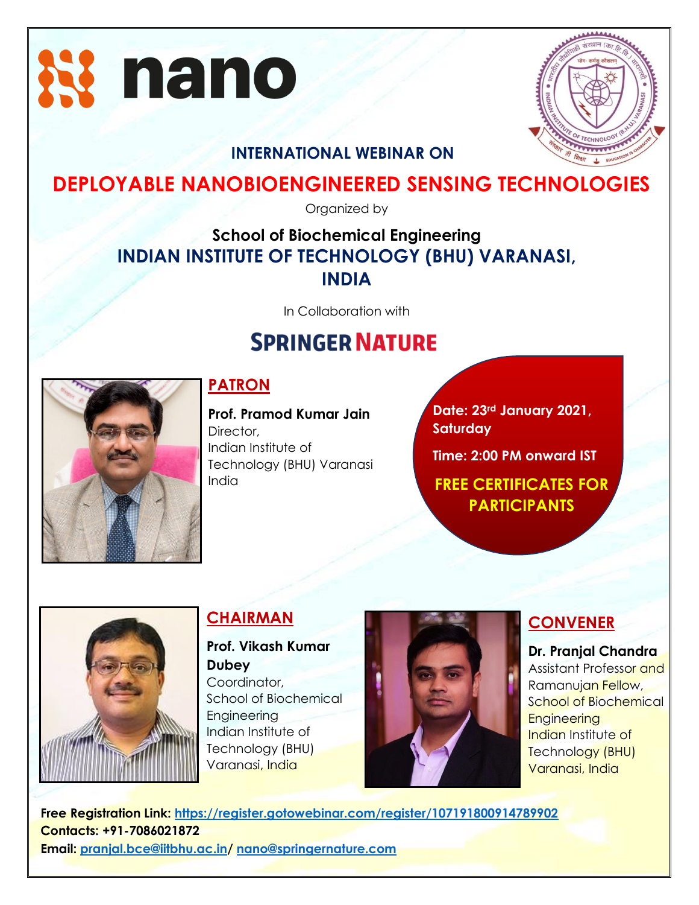nano

INTERNATIONAL WEBINAR ON

# DEPLOYABLE NANOBIOENGINEERED SENSING TECHNOLOGIES

Organized by

## School of Biochemical Engineering
## INDIAN INSTITUTE OF TECHNOLOGY (BHU) VARANASI, INDIA

In Collaboration with

**SPRINGER NATURE**

### PATRON

**Prof. Pramod Kumar Jain**
Director,
Indian Institute of Technology (BHU) Varanasi
India

**Date: 23rd January 2021, Saturday**

**Time: 2:00 PM onward IST**

**FREE CERTIFICATES FOR PARTICIPANTS**

### CHAIRMAN

**Prof. Vikash Kumar Dubey**
Coordinator,
School of Biochemical Engineering
Indian Institute of Technology (BHU)
Varanasi, India

### CONVENER

**Dr. Pranjal Chandra**
Assistant Professor and Ramanujan Fellow,
School of Biochemical Engineering
Indian Institute of Technology (BHU)
Varanasi, India

**Free Registration Link:** https://register.gotowebinar.com/register/107191800914789902
**Contacts: +91-7086021872**
**Email:** pranjal.bce@iitbhu.ac.in/ nano@springernature.com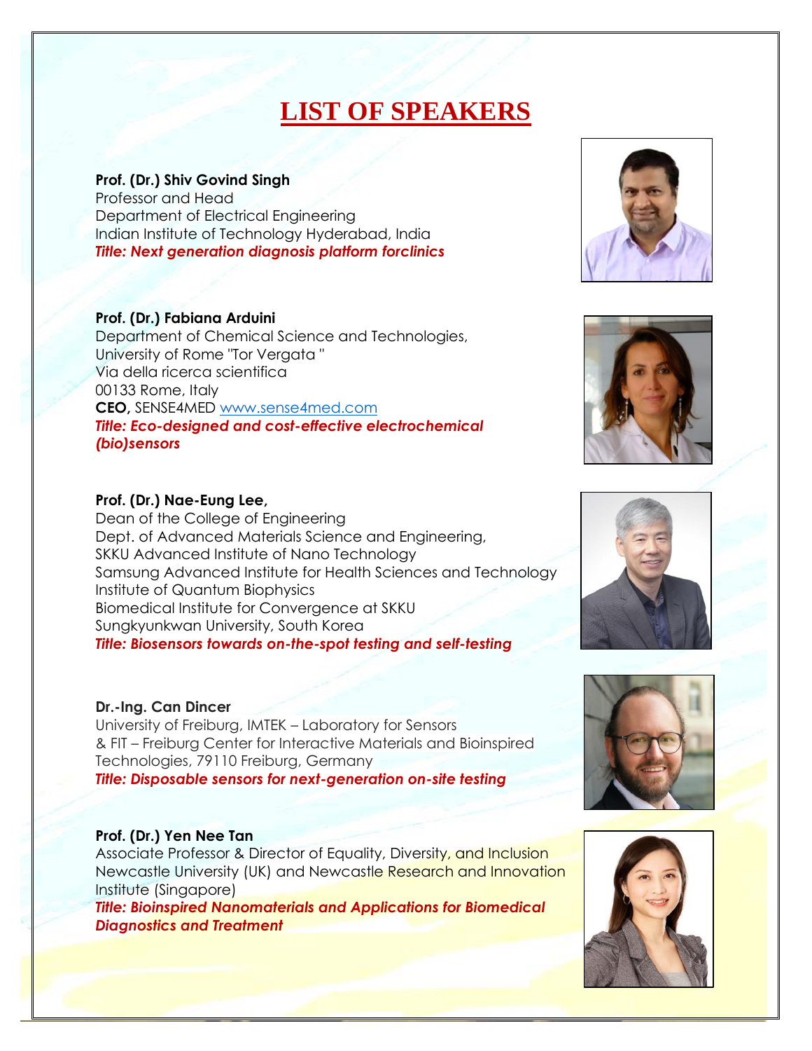# LIST OF SPEAKERS

**Prof. (Dr.) Shiv Govind Singh**
Professor and Head
Department of Electrical Engineering
Indian Institute of Technology Hyderabad, India
***Title: Next generation diagnosis platform forclinics***

**Prof. (Dr.) Fabiana Arduini**
Department of Chemical Science and Technologies,
University of Rome "Tor Vergata "
Via della ricerca scientifica
00133 Rome, Italy
**CEO,** SENSE4MED [www.sense4med.com](www.sense4med.com)
***Title: Eco-designed and cost-effective electrochemical (bio)sensors***

**Prof. (Dr.) Nae-Eung Lee,**
Dean of the College of Engineering
Dept. of Advanced Materials Science and Engineering,
SKKU Advanced Institute of Nano Technology
Samsung Advanced Institute for Health Sciences and Technology
Institute of Quantum Biophysics
Biomedical Institute for Convergence at SKKU
Sungkyunkwan University, South Korea
***Title: Biosensors towards on-the-spot testing and self-testing***

**Dr.-Ing. Can Dincer**
University of Freiburg, IMTEK – Laboratory for Sensors
& FIT – Freiburg Center for Interactive Materials and Bioinspired Technologies, 79110 Freiburg, Germany
***Title: Disposable sensors for next-generation on-site testing***

**Prof. (Dr.) Yen Nee Tan**
Associate Professor & Director of Equality, Diversity, and Inclusion
Newcastle University (UK) and Newcastle Research and Innovation Institute (Singapore)
***Title: Bioinspired Nanomaterials and Applications for Biomedical Diagnostics and Treatment***